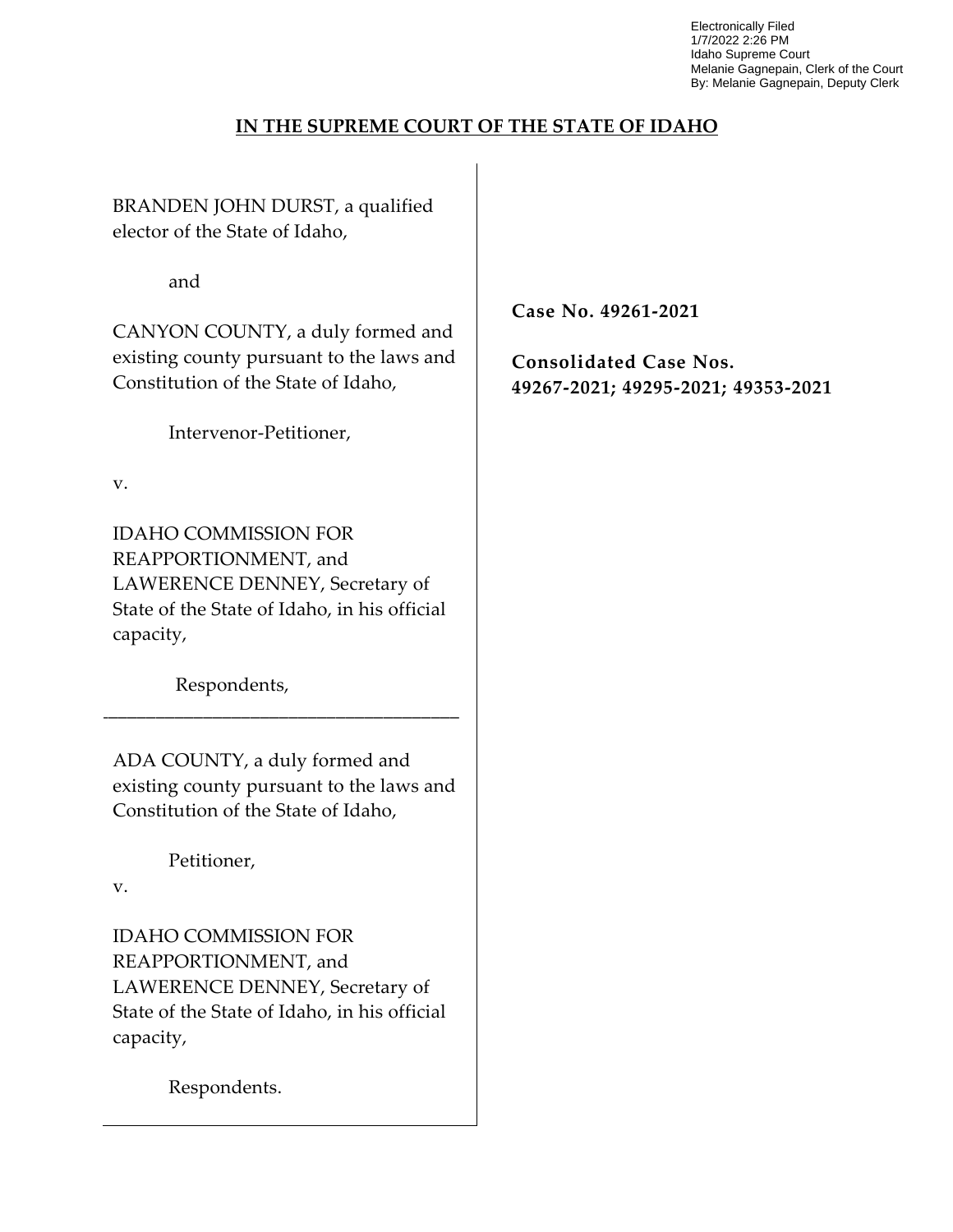Electronically Filed
1/7/2022 2:26 PM
Idaho Supreme Court
Melanie Gagnepain, Clerk of the Court
By: Melanie Gagnepain, Deputy Clerk

# IN THE SUPREME COURT OF THE STATE OF IDAHO

BRANDEN JOHN DURST, a qualified elector of the State of Idaho,

and

CANYON COUNTY, a duly formed and existing county pursuant to the laws and Constitution of the State of Idaho,

Intervenor-Petitioner,

v.

IDAHO COMMISSION FOR REAPPORTIONMENT, and LAWERENCE DENNEY, Secretary of State of the State of Idaho, in his official capacity,

Respondents,

---

ADA COUNTY, a duly formed and existing county pursuant to the laws and Constitution of the State of Idaho,

Petitioner,

v.

IDAHO COMMISSION FOR REAPPORTIONMENT, and LAWERENCE DENNEY, Secretary of State of the State of Idaho, in his official capacity,

Respondents.

**Case No. 49261-2021**

**Consolidated Case Nos. 49267-2021; 49295-2021; 49353-2021**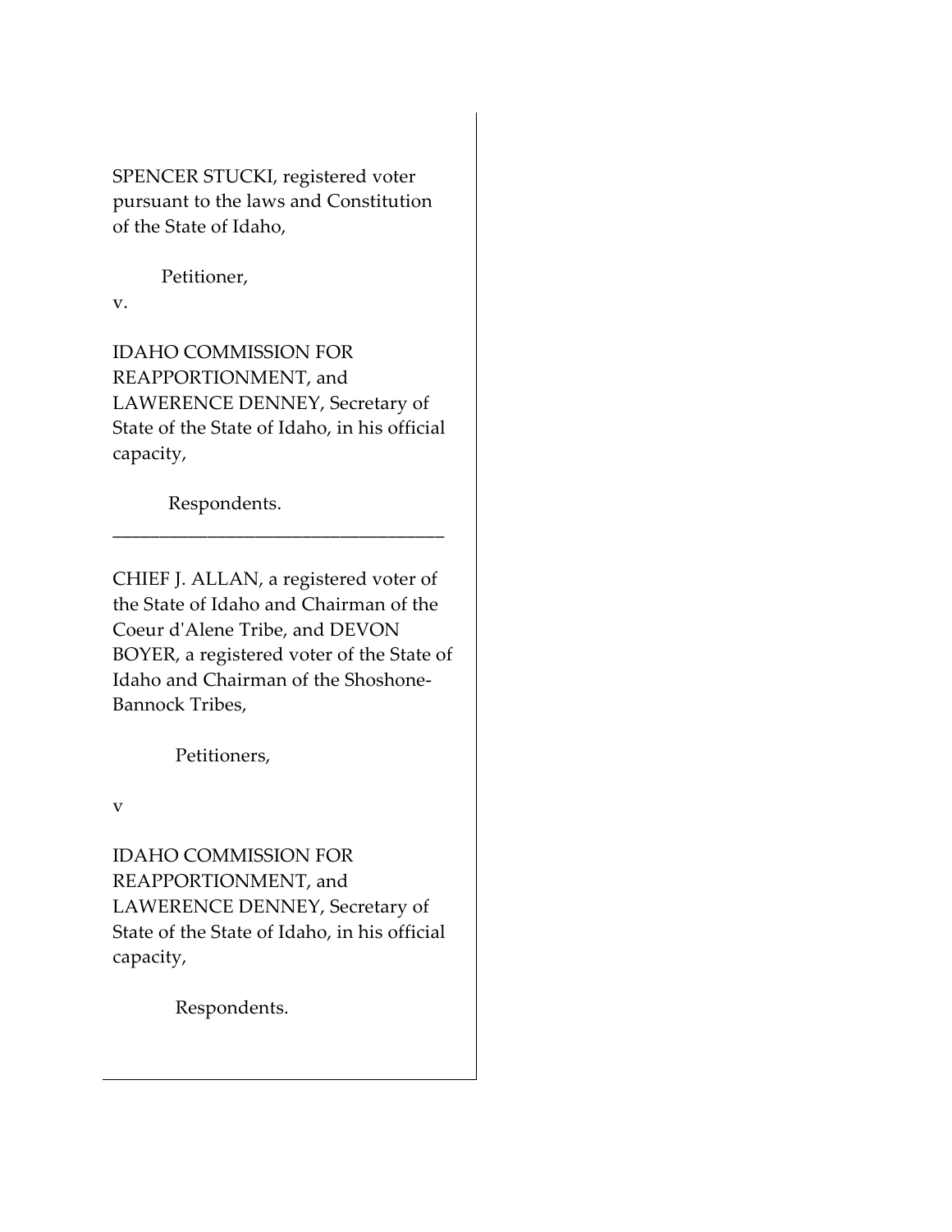SPENCER STUCKI, registered voter pursuant to the laws and Constitution of the State of Idaho,

Petitioner,

v.

IDAHO COMMISSION FOR REAPPORTIONMENT, and LAWERENCE DENNEY, Secretary of State of the State of Idaho, in his official capacity,

Respondents.

---

CHIEF J. ALLAN, a registered voter of the State of Idaho and Chairman of the Coeur d'Alene Tribe, and DEVON BOYER, a registered voter of the State of Idaho and Chairman of the Shoshone-Bannock Tribes,

Petitioners,

v

IDAHO COMMISSION FOR REAPPORTIONMENT, and LAWERENCE DENNEY, Secretary of State of the State of Idaho, in his official capacity,

Respondents.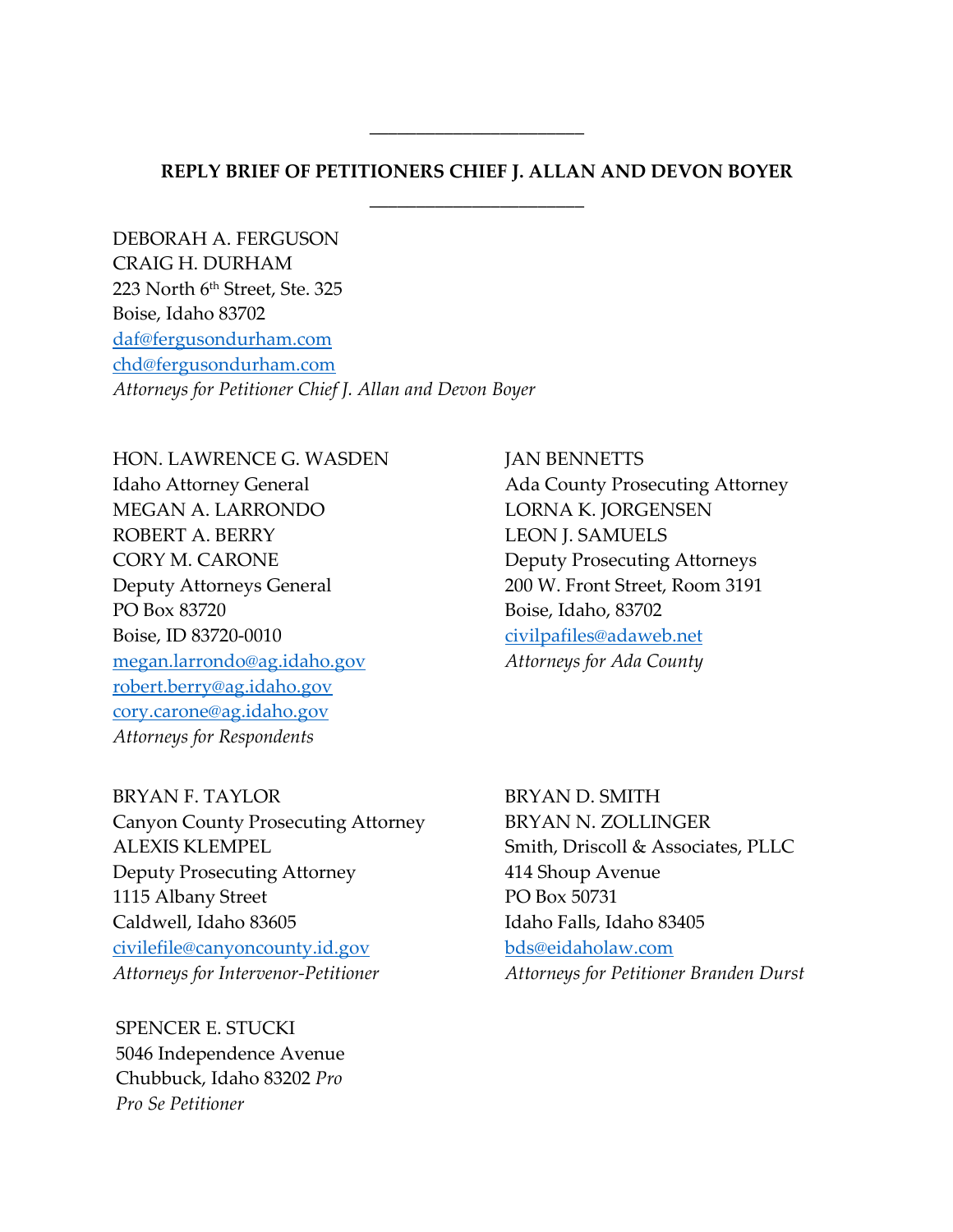---

**REPLY BRIEF OF PETITIONERS CHIEF J. ALLAN AND DEVON BOYER**

---

DEBORAH A. FERGUSON
CRAIG H. DURHAM
223 North 6th Street, Ste. 325
Boise, Idaho 83702
daf@fergusondurham.com
chd@fergusondurham.com
*Attorneys for Petitioner Chief J. Allan and Devon Boyer*

HON. LAWRENCE G. WASDEN
Idaho Attorney General
MEGAN A. LARRONDO
ROBERT A. BERRY
CORY M. CARONE
Deputy Attorneys General
PO Box 83720
Boise, ID 83720-0010
megan.larrondo@ag.idaho.gov
robert.berry@ag.idaho.gov
cory.carone@ag.idaho.gov
*Attorneys for Respondents*

JAN BENNETTS
Ada County Prosecuting Attorney
LORNA K. JORGENSEN
LEON J. SAMUELS
Deputy Prosecuting Attorneys
200 W. Front Street, Room 3191
Boise, Idaho, 83702
civilpafiles@adaweb.net
*Attorneys for Ada County*

BRYAN F. TAYLOR
Canyon County Prosecuting Attorney
ALEXIS KLEMPEL
Deputy Prosecuting Attorney
1115 Albany Street
Caldwell, Idaho 83605
civilefile@canyoncounty.id.gov
*Attorneys for Intervenor-Petitioner*

BRYAN D. SMITH
BRYAN N. ZOLLINGER
Smith, Driscoll & Associates, PLLC
414 Shoup Avenue
PO Box 50731
Idaho Falls, Idaho 83405
bds@eidaholaw.com
*Attorneys for Petitioner Branden Durst*

SPENCER E. STUCKI
5046 Independence Avenue
Chubbuck, Idaho 83202 *Pro*
*Pro Se Petitioner*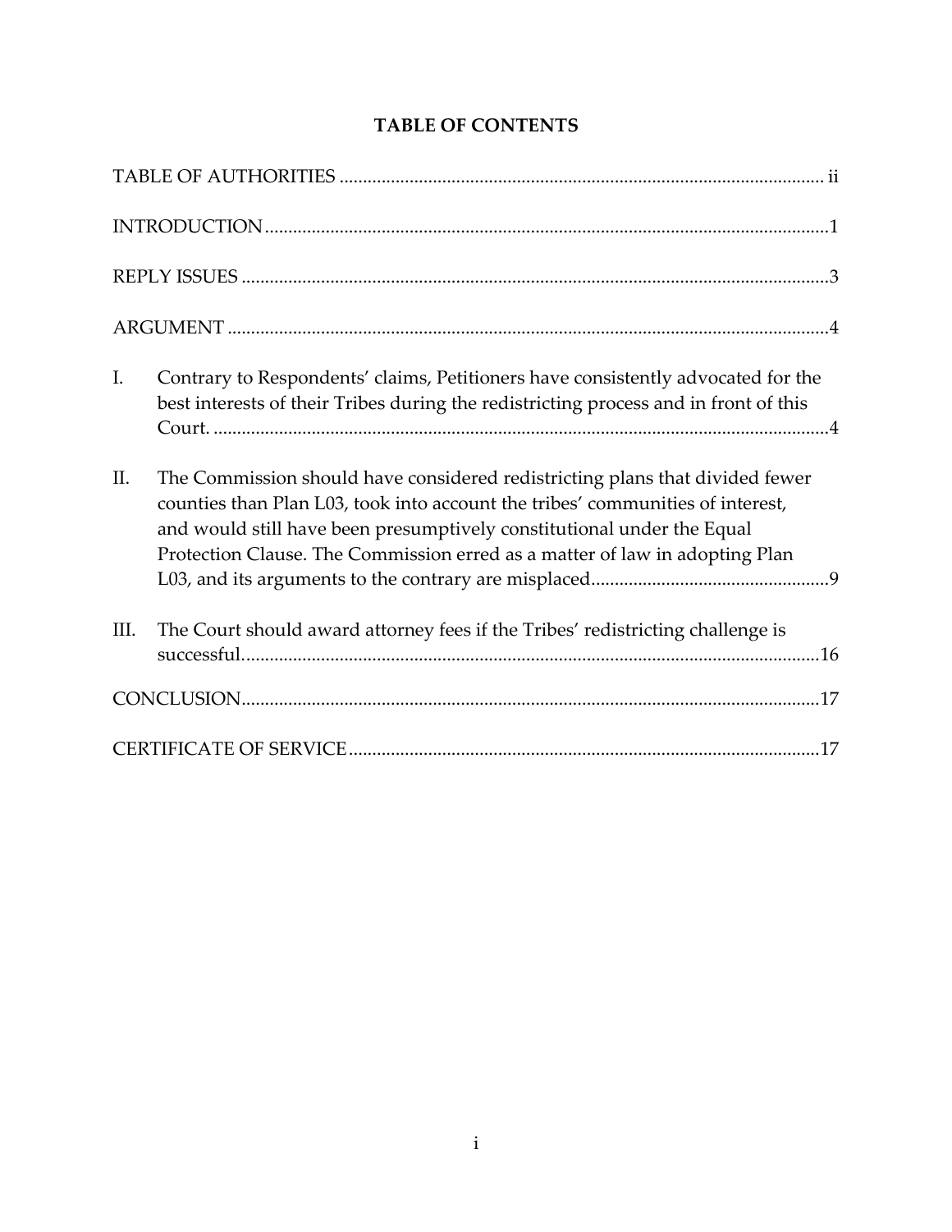# TABLE OF CONTENTS

TABLE OF AUTHORITIES ........................................................................................................ ii

INTRODUCTION.........................................................................................................................1

REPLY ISSUES .............................................................................................................................3

ARGUMENT .................................................................................................................................4

I. Contrary to Respondents' claims, Petitioners have consistently advocated for the best interests of their Tribes during the redistricting process and in front of this Court. ....................................................................................................................................4

II. The Commission should have considered redistricting plans that divided fewer counties than Plan L03, took into account the tribes' communities of interest, and would still have been presumptively constitutional under the Equal Protection Clause. The Commission erred as a matter of law in adopting Plan L03, and its arguments to the contrary are misplaced...................................................9

III. The Court should award attorney fees if the Tribes' redistricting challenge is successful.............................................................................................................................16

CONCLUSION............................................................................................................................17

CERTIFICATE OF SERVICE.....................................................................................................17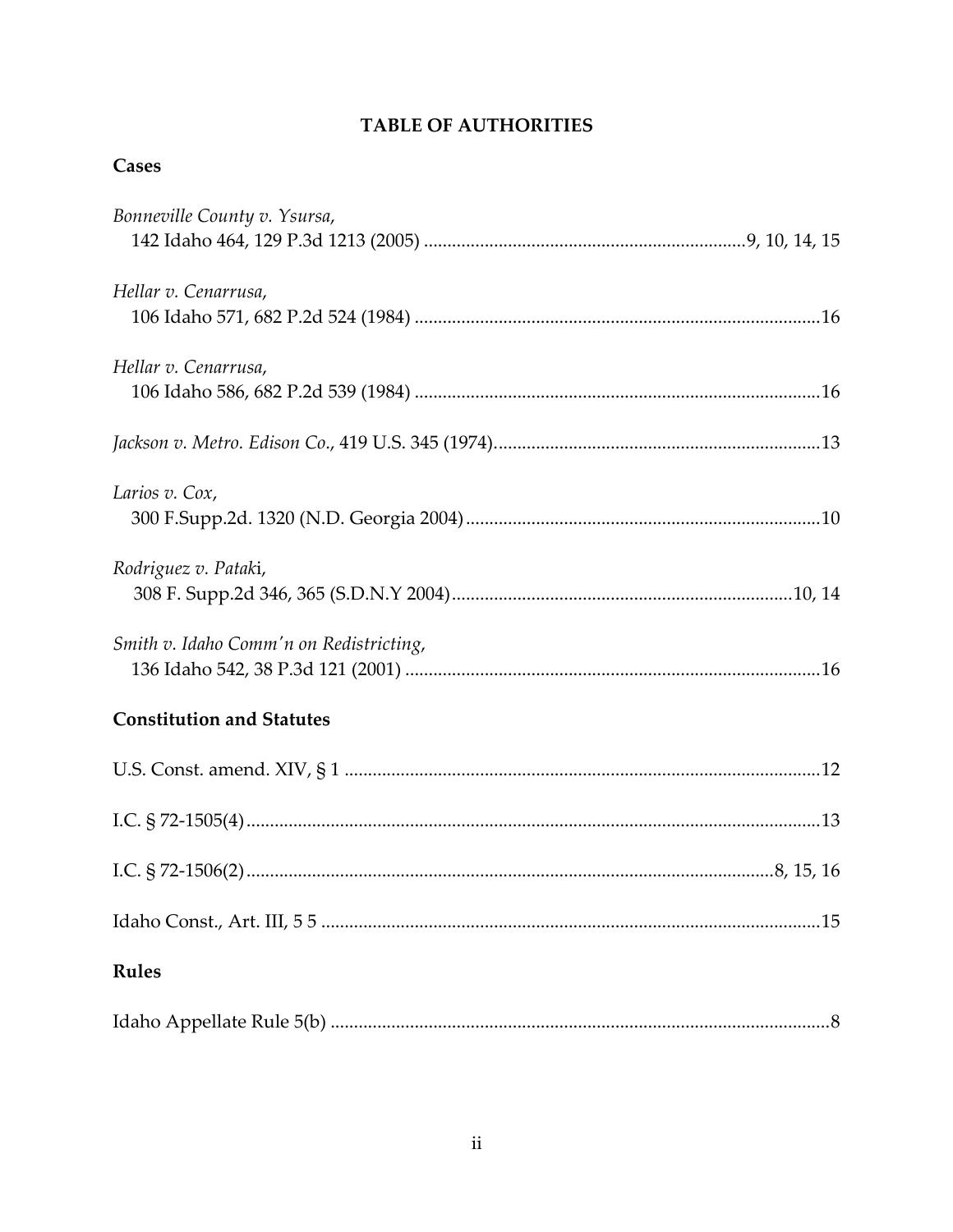# TABLE OF AUTHORITIES

## Cases

*Bonneville County v. Ysursa*,
142 Idaho 464, 129 P.3d 1213 (2005) .................................................................... 9, 10, 14, 15

*Hellar v. Cenarrusa*,
106 Idaho 571, 682 P.2d 524 (1984) ...................................................................................... 16

*Hellar v. Cenarrusa*,
106 Idaho 586, 682 P.2d 539 (1984) ...................................................................................... 16

*Jackson v. Metro. Edison Co*., 419 U.S. 345 (1974) ..................................................................... 13

*Larios v. Cox*,
300 F.Supp.2d. 1320 (N.D. Georgia 2004) ........................................................................... 10

*Rodriguez v. Patak*i,
308 F. Supp.2d 346, 365 (S.D.N.Y 2004) ......................................................................... 10, 14

*Smith v. Idaho Comm'n on Redistricting*,
136 Idaho 542, 38 P.3d 121 (2001) ........................................................................................ 16

## Constitution and Statutes

U.S. Const. amend. XIV, § 1 ..................................................................................................... 12

I.C. § 72-1505(4) ........................................................................................................................... 13

I.C. § 72-1506(2) ............................................................................................................... 8, 15, 16

Idaho Const., Art. III, 5 5 .......................................................................................................... 15

## Rules

Idaho Appellate Rule 5(b) ........................................................................................................... 8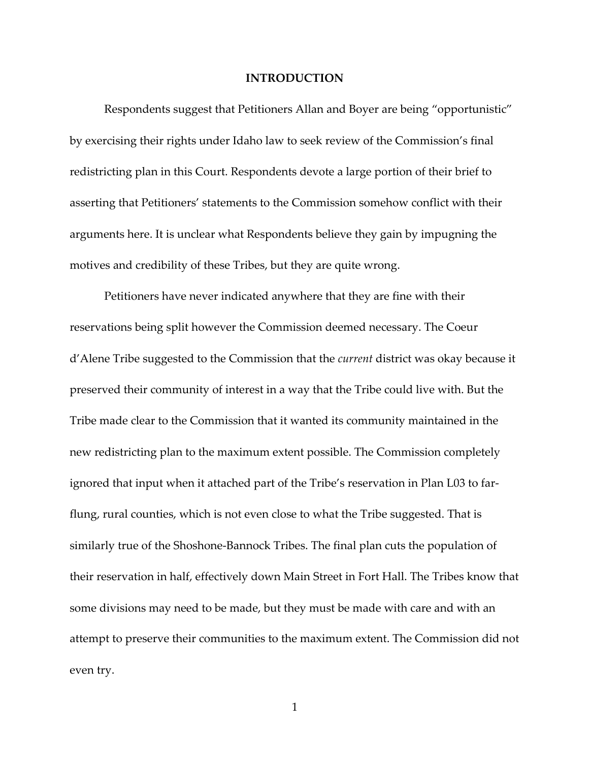# INTRODUCTION

Respondents suggest that Petitioners Allan and Boyer are being "opportunistic" by exercising their rights under Idaho law to seek review of the Commission's final redistricting plan in this Court. Respondents devote a large portion of their brief to asserting that Petitioners' statements to the Commission somehow conflict with their arguments here. It is unclear what Respondents believe they gain by impugning the motives and credibility of these Tribes, but they are quite wrong.

Petitioners have never indicated anywhere that they are fine with their reservations being split however the Commission deemed necessary. The Coeur d'Alene Tribe suggested to the Commission that the *current* district was okay because it preserved their community of interest in a way that the Tribe could live with. But the Tribe made clear to the Commission that it wanted its community maintained in the new redistricting plan to the maximum extent possible. The Commission completely ignored that input when it attached part of the Tribe's reservation in Plan L03 to far-flung, rural counties, which is not even close to what the Tribe suggested. That is similarly true of the Shoshone-Bannock Tribes. The final plan cuts the population of their reservation in half, effectively down Main Street in Fort Hall. The Tribes know that some divisions may need to be made, but they must be made with care and with an attempt to preserve their communities to the maximum extent. The Commission did not even try.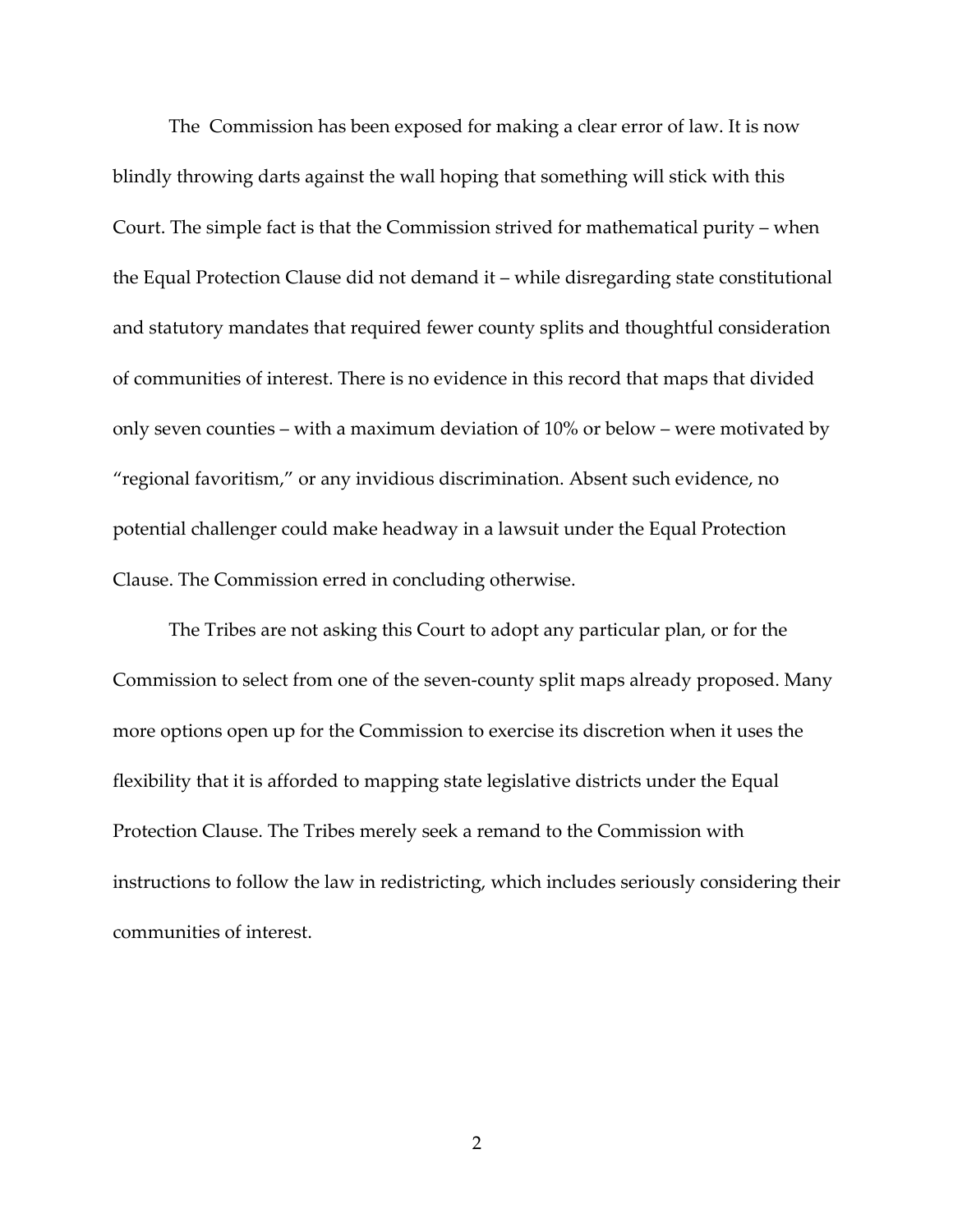The Commission has been exposed for making a clear error of law. It is now blindly throwing darts against the wall hoping that something will stick with this Court. The simple fact is that the Commission strived for mathematical purity – when the Equal Protection Clause did not demand it – while disregarding state constitutional and statutory mandates that required fewer county splits and thoughtful consideration of communities of interest. There is no evidence in this record that maps that divided only seven counties – with a maximum deviation of 10% or below – were motivated by "regional favoritism," or any invidious discrimination. Absent such evidence, no potential challenger could make headway in a lawsuit under the Equal Protection Clause. The Commission erred in concluding otherwise.

The Tribes are not asking this Court to adopt any particular plan, or for the Commission to select from one of the seven-county split maps already proposed. Many more options open up for the Commission to exercise its discretion when it uses the flexibility that it is afforded to mapping state legislative districts under the Equal Protection Clause. The Tribes merely seek a remand to the Commission with instructions to follow the law in redistricting, which includes seriously considering their communities of interest.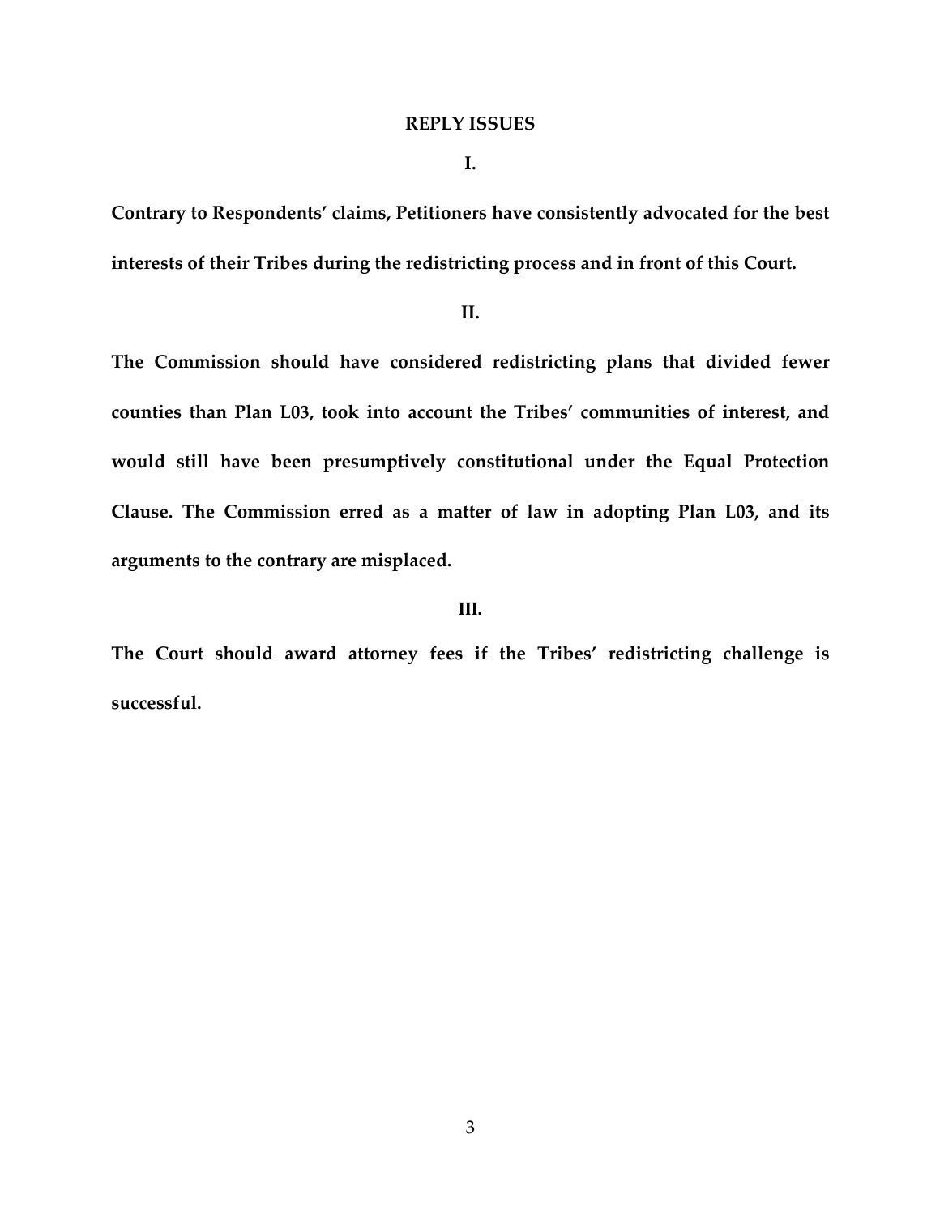## REPLY ISSUES

### I.

**Contrary to Respondents' claims, Petitioners have consistently advocated for the best interests of their Tribes during the redistricting process and in front of this Court.**

### II.

**The Commission should have considered redistricting plans that divided fewer counties than Plan L03, took into account the Tribes' communities of interest, and would still have been presumptively constitutional under the Equal Protection Clause. The Commission erred as a matter of law in adopting Plan L03, and its arguments to the contrary are misplaced.**

### III.

**The Court should award attorney fees if the Tribes' redistricting challenge is successful.**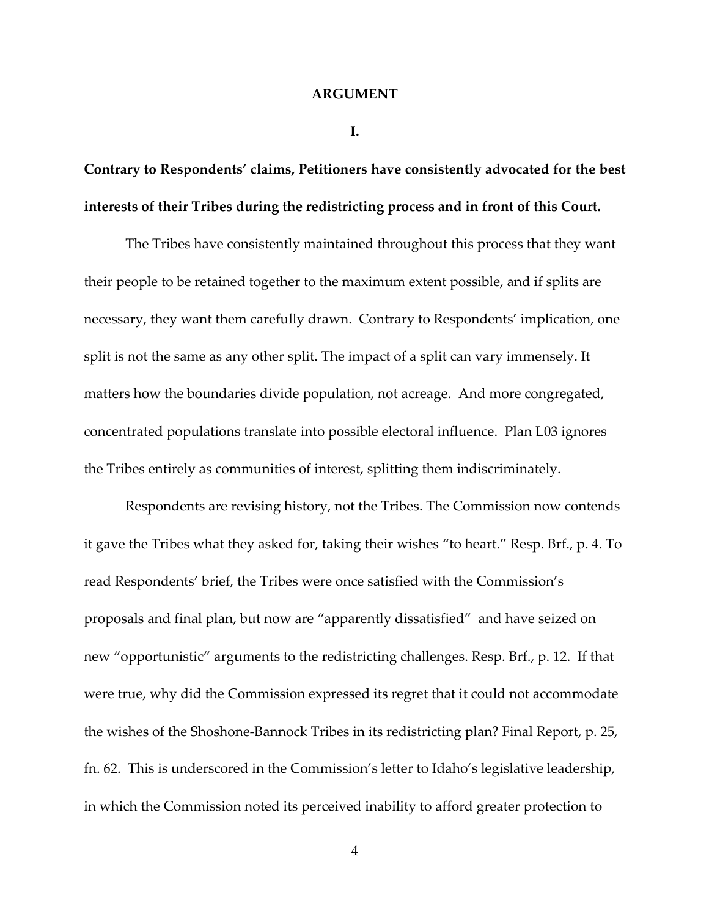## ARGUMENT

### I.

**Contrary to Respondents' claims, Petitioners have consistently advocated for the best interests of their Tribes during the redistricting process and in front of this Court.**

The Tribes have consistently maintained throughout this process that they want their people to be retained together to the maximum extent possible, and if splits are necessary, they want them carefully drawn. Contrary to Respondents' implication, one split is not the same as any other split. The impact of a split can vary immensely. It matters how the boundaries divide population, not acreage. And more congregated, concentrated populations translate into possible electoral influence. Plan L03 ignores the Tribes entirely as communities of interest, splitting them indiscriminately.

Respondents are revising history, not the Tribes. The Commission now contends it gave the Tribes what they asked for, taking their wishes "to heart." Resp. Brf., p. 4. To read Respondents' brief, the Tribes were once satisfied with the Commission's proposals and final plan, but now are "apparently dissatisfied" and have seized on new "opportunistic" arguments to the redistricting challenges. Resp. Brf., p. 12. If that were true, why did the Commission expressed its regret that it could not accommodate the wishes of the Shoshone-Bannock Tribes in its redistricting plan? Final Report, p. 25, fn. 62. This is underscored in the Commission's letter to Idaho's legislative leadership, in which the Commission noted its perceived inability to afford greater protection to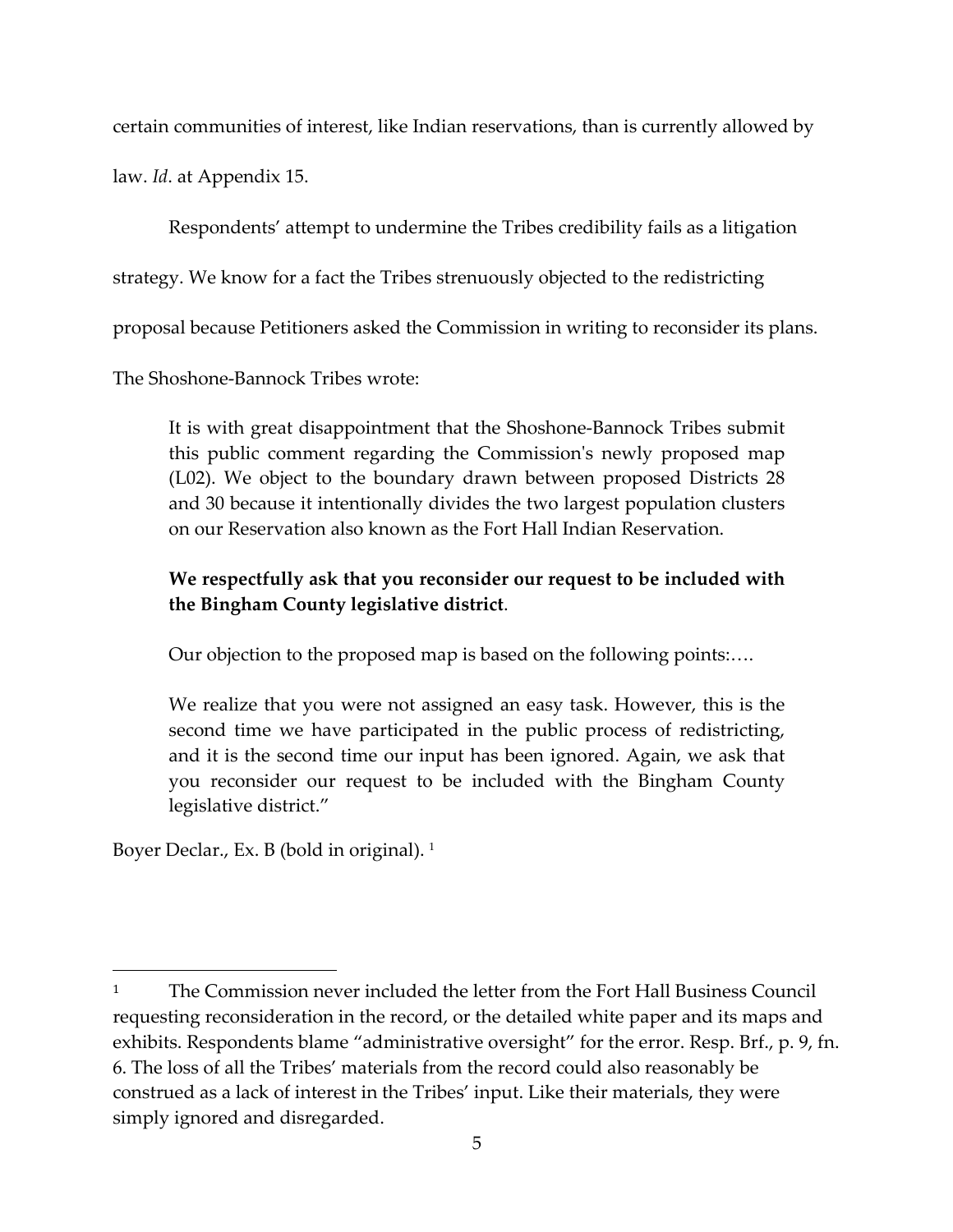certain communities of interest, like Indian reservations, than is currently allowed by law. *Id*. at Appendix 15.

Respondents' attempt to undermine the Tribes credibility fails as a litigation strategy. We know for a fact the Tribes strenuously objected to the redistricting proposal because Petitioners asked the Commission in writing to reconsider its plans. The Shoshone-Bannock Tribes wrote:

> It is with great disappointment that the Shoshone-Bannock Tribes submit this public comment regarding the Commission's newly proposed map (L02). We object to the boundary drawn between proposed Districts 28 and 30 because it intentionally divides the two largest population clusters on our Reservation also known as the Fort Hall Indian Reservation.
>
> **We respectfully ask that you reconsider our request to be included with the Bingham County legislative district**.
>
> Our objection to the proposed map is based on the following points:….
>
> We realize that you were not assigned an easy task. However, this is the second time we have participated in the public process of redistricting, and it is the second time our input has been ignored. Again, we ask that you reconsider our request to be included with the Bingham County legislative district."

Boyer Declar., Ex. B (bold in original). [1]

---

[1] The Commission never included the letter from the Fort Hall Business Council requesting reconsideration in the record, or the detailed white paper and its maps and exhibits. Respondents blame "administrative oversight" for the error. Resp. Brf., p. 9, fn. 6. The loss of all the Tribes' materials from the record could also reasonably be construed as a lack of interest in the Tribes' input. Like their materials, they were simply ignored and disregarded.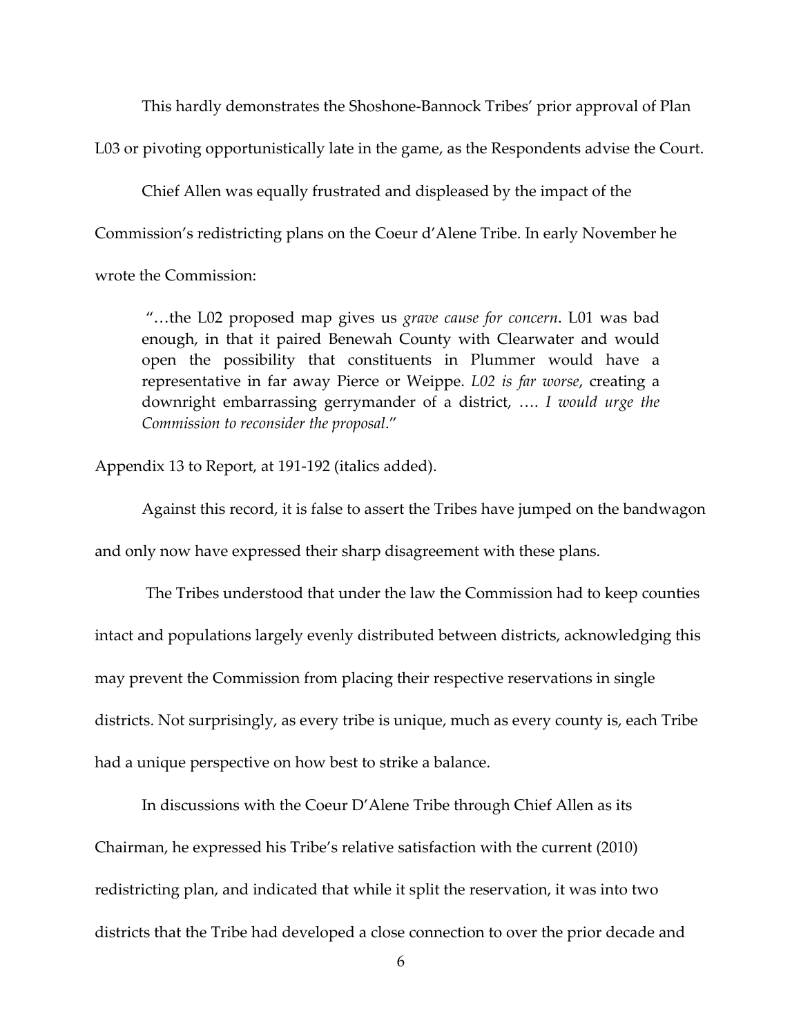This hardly demonstrates the Shoshone-Bannock Tribes' prior approval of Plan L03 or pivoting opportunistically late in the game, as the Respondents advise the Court.

Chief Allen was equally frustrated and displeased by the impact of the Commission's redistricting plans on the Coeur d'Alene Tribe. In early November he wrote the Commission:

> "…the L02 proposed map gives us *grave cause for concern*. L01 was bad enough, in that it paired Benewah County with Clearwater and would open the possibility that constituents in Plummer would have a representative in far away Pierce or Weippe. *L02 is far worse*, creating a downright embarrassing gerrymander of a district, …. *I would urge the Commission to reconsider the proposal*."

Appendix 13 to Report, at 191-192 (italics added).

Against this record, it is false to assert the Tribes have jumped on the bandwagon and only now have expressed their sharp disagreement with these plans.

The Tribes understood that under the law the Commission had to keep counties intact and populations largely evenly distributed between districts, acknowledging this may prevent the Commission from placing their respective reservations in single districts. Not surprisingly, as every tribe is unique, much as every county is, each Tribe had a unique perspective on how best to strike a balance.

In discussions with the Coeur D'Alene Tribe through Chief Allen as its Chairman, he expressed his Tribe's relative satisfaction with the current (2010) redistricting plan, and indicated that while it split the reservation, it was into two districts that the Tribe had developed a close connection to over the prior decade and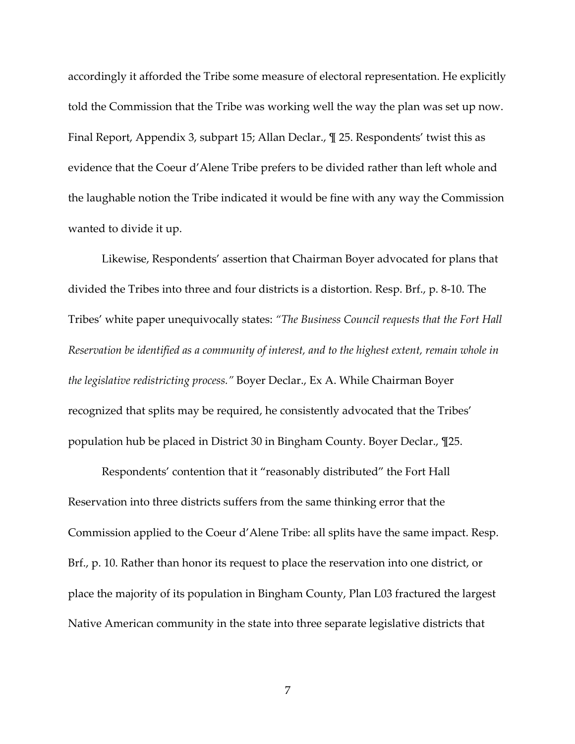accordingly it afforded the Tribe some measure of electoral representation. He explicitly told the Commission that the Tribe was working well the way the plan was set up now. Final Report, Appendix 3, subpart 15; Allan Declar., ¶ 25. Respondents' twist this as evidence that the Coeur d'Alene Tribe prefers to be divided rather than left whole and the laughable notion the Tribe indicated it would be fine with any way the Commission wanted to divide it up.

Likewise, Respondents' assertion that Chairman Boyer advocated for plans that divided the Tribes into three and four districts is a distortion. Resp. Brf., p. 8-10. The Tribes' white paper unequivocally states: *"The Business Council requests that the Fort Hall Reservation be identified as a community of interest, and to the highest extent, remain whole in the legislative redistricting process."* Boyer Declar., Ex A. While Chairman Boyer recognized that splits may be required, he consistently advocated that the Tribes' population hub be placed in District 30 in Bingham County. Boyer Declar., ¶25.

Respondents' contention that it "reasonably distributed" the Fort Hall Reservation into three districts suffers from the same thinking error that the Commission applied to the Coeur d'Alene Tribe: all splits have the same impact. Resp. Brf., p. 10. Rather than honor its request to place the reservation into one district, or place the majority of its population in Bingham County, Plan L03 fractured the largest Native American community in the state into three separate legislative districts that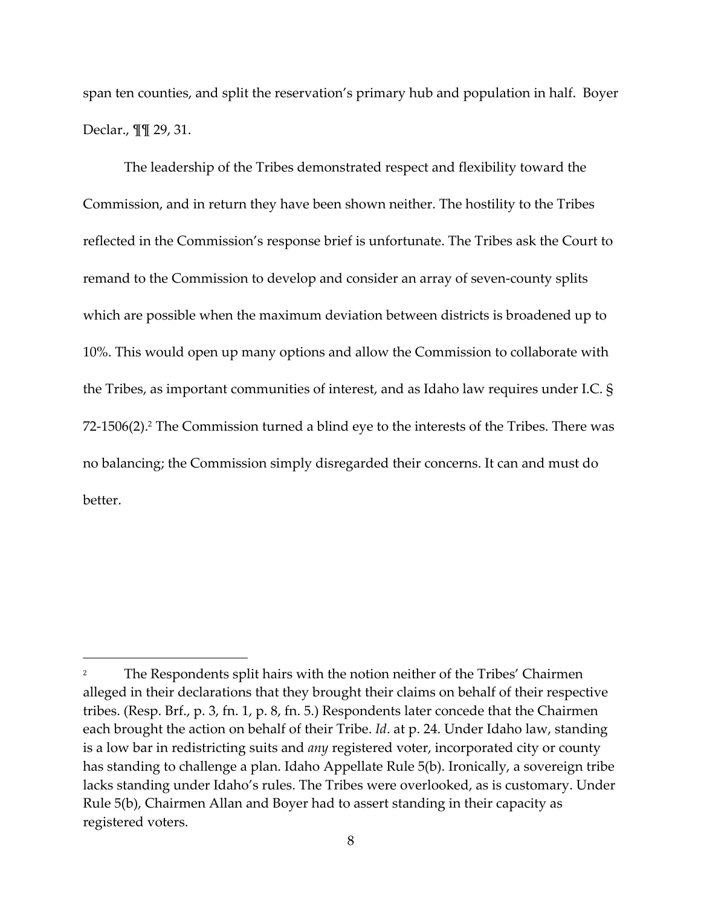span ten counties, and split the reservation's primary hub and population in half. Boyer Declar., ¶¶ 29, 31.

The leadership of the Tribes demonstrated respect and flexibility toward the Commission, and in return they have been shown neither. The hostility to the Tribes reflected in the Commission's response brief is unfortunate. The Tribes ask the Court to remand to the Commission to develop and consider an array of seven-county splits which are possible when the maximum deviation between districts is broadened up to 10%. This would open up many options and allow the Commission to collaborate with the Tribes, as important communities of interest, and as Idaho law requires under I.C. § 72-1506(2).[2] The Commission turned a blind eye to the interests of the Tribes. There was no balancing; the Commission simply disregarded their concerns. It can and must do better.

---

[2] The Respondents split hairs with the notion neither of the Tribes' Chairmen alleged in their declarations that they brought their claims on behalf of their respective tribes. (Resp. Brf., p. 3, fn. 1, p. 8, fn. 5.) Respondents later concede that the Chairmen each brought the action on behalf of their Tribe. *Id*. at p. 24. Under Idaho law, standing is a low bar in redistricting suits and *any* registered voter, incorporated city or county has standing to challenge a plan. Idaho Appellate Rule 5(b). Ironically, a sovereign tribe lacks standing under Idaho's rules. The Tribes were overlooked, as is customary. Under Rule 5(b), Chairmen Allan and Boyer had to assert standing in their capacity as registered voters.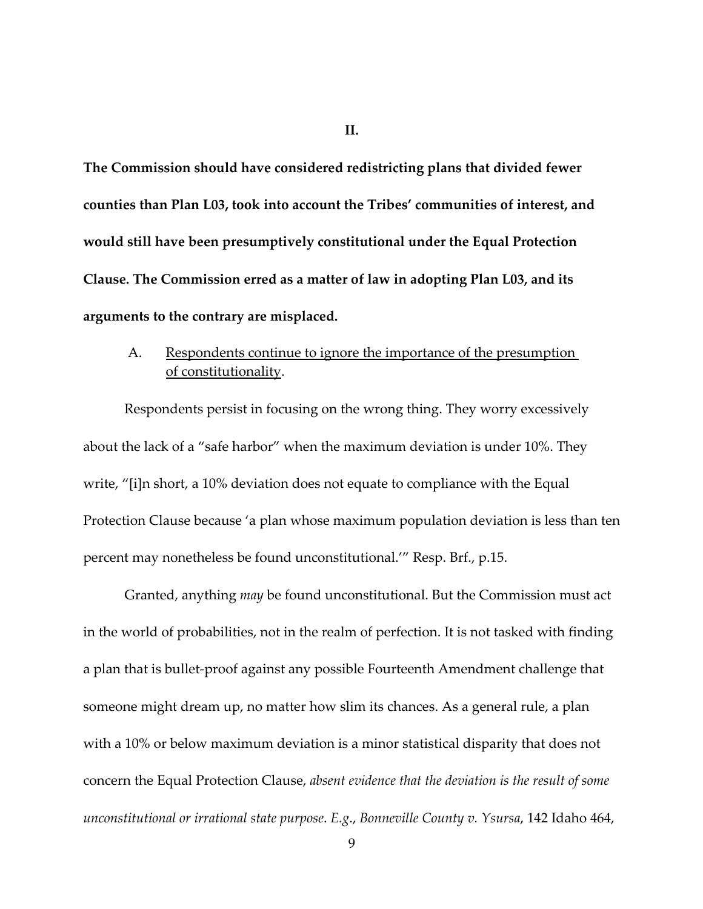## II.

**The Commission should have considered redistricting plans that divided fewer counties than Plan L03, took into account the Tribes' communities of interest, and would still have been presumptively constitutional under the Equal Protection Clause. The Commission erred as a matter of law in adopting Plan L03, and its arguments to the contrary are misplaced.**

### A. <u>Respondents continue to ignore the importance of the presumption of constitutionality</u>.

Respondents persist in focusing on the wrong thing. They worry excessively about the lack of a "safe harbor" when the maximum deviation is under 10%. They write, "[i]n short, a 10% deviation does not equate to compliance with the Equal Protection Clause because 'a plan whose maximum population deviation is less than ten percent may nonetheless be found unconstitutional.'" Resp. Brf., p.15.

Granted, anything *may* be found unconstitutional. But the Commission must act in the world of probabilities, not in the realm of perfection. It is not tasked with finding a plan that is bullet-proof against any possible Fourteenth Amendment challenge that someone might dream up, no matter how slim its chances. As a general rule, a plan with a 10% or below maximum deviation is a minor statistical disparity that does not concern the Equal Protection Clause, *absent evidence that the deviation is the result of some unconstitutional or irrational state purpose*. *E.g.*, *Bonneville County v. Ysursa*, 142 Idaho 464,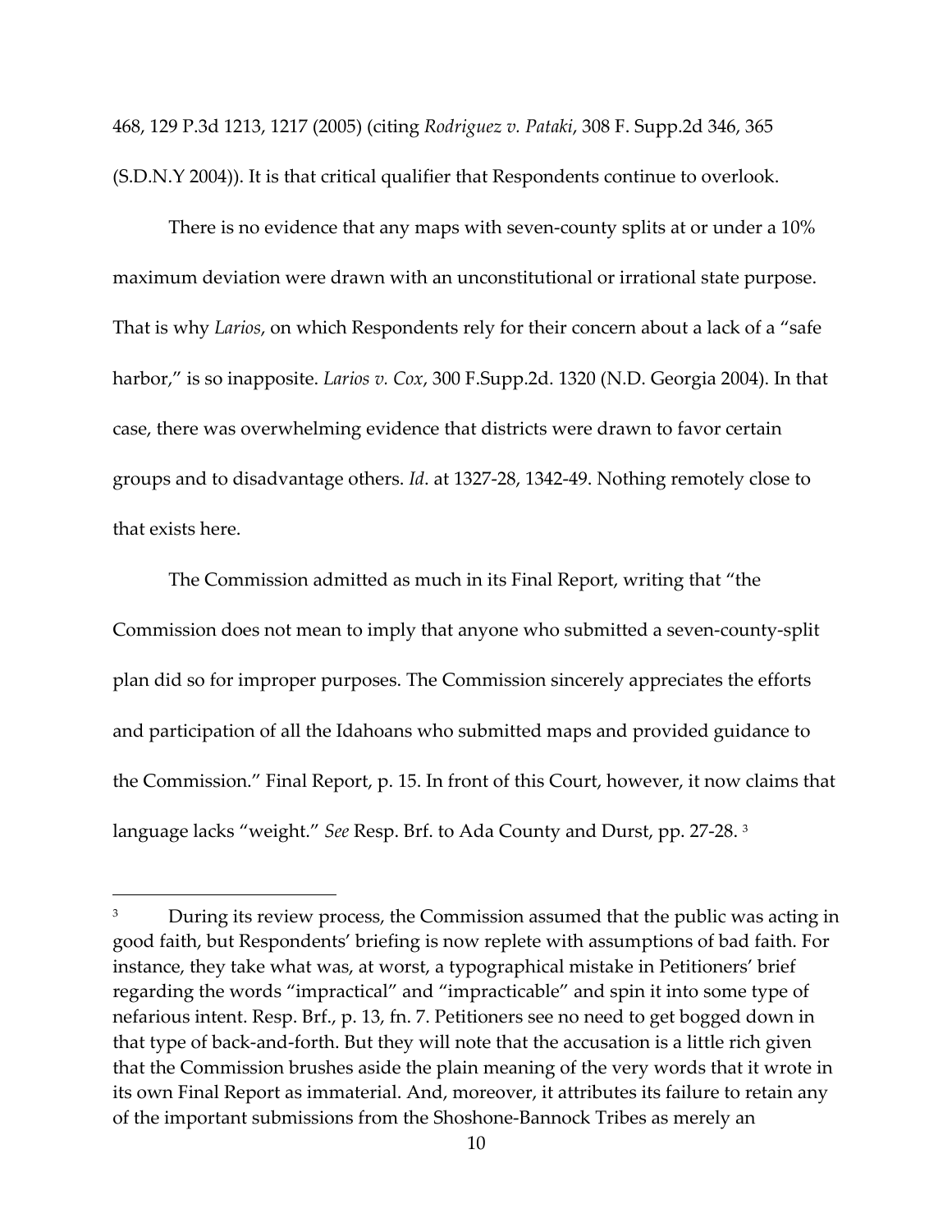468, 129 P.3d 1213, 1217 (2005) (citing *Rodriguez v. Pataki*, 308 F. Supp.2d 346, 365 (S.D.N.Y 2004)). It is that critical qualifier that Respondents continue to overlook.

There is no evidence that any maps with seven-county splits at or under a 10% maximum deviation were drawn with an unconstitutional or irrational state purpose. That is why *Larios*, on which Respondents rely for their concern about a lack of a "safe harbor," is so inapposite. *Larios v. Cox*, 300 F.Supp.2d. 1320 (N.D. Georgia 2004). In that case, there was overwhelming evidence that districts were drawn to favor certain groups and to disadvantage others. *Id*. at 1327-28, 1342-49. Nothing remotely close to that exists here.

The Commission admitted as much in its Final Report, writing that "the Commission does not mean to imply that anyone who submitted a seven-county-split plan did so for improper purposes. The Commission sincerely appreciates the efforts and participation of all the Idahoans who submitted maps and provided guidance to the Commission." Final Report, p. 15. In front of this Court, however, it now claims that language lacks "weight." *See* Resp. Brf. to Ada County and Durst, pp. 27-28. [3]

---

[3] During its review process, the Commission assumed that the public was acting in good faith, but Respondents' briefing is now replete with assumptions of bad faith. For instance, they take what was, at worst, a typographical mistake in Petitioners' brief regarding the words "impractical" and "impracticable" and spin it into some type of nefarious intent. Resp. Brf., p. 13, fn. 7. Petitioners see no need to get bogged down in that type of back-and-forth. But they will note that the accusation is a little rich given that the Commission brushes aside the plain meaning of the very words that it wrote in its own Final Report as immaterial. And, moreover, it attributes its failure to retain any of the important submissions from the Shoshone-Bannock Tribes as merely an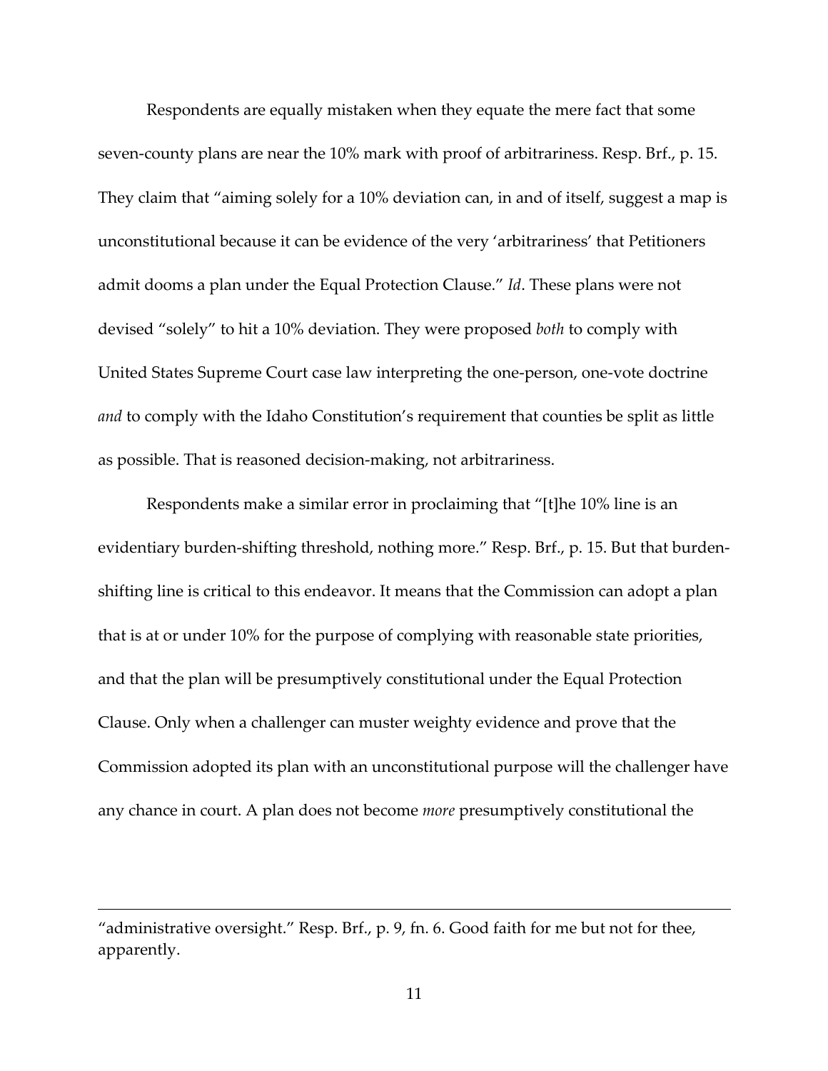Respondents are equally mistaken when they equate the mere fact that some seven-county plans are near the 10% mark with proof of arbitrariness. Resp. Brf., p. 15. They claim that "aiming solely for a 10% deviation can, in and of itself, suggest a map is unconstitutional because it can be evidence of the very 'arbitrariness' that Petitioners admit dooms a plan under the Equal Protection Clause." *Id*. These plans were not devised "solely" to hit a 10% deviation. They were proposed *both* to comply with United States Supreme Court case law interpreting the one-person, one-vote doctrine *and* to comply with the Idaho Constitution's requirement that counties be split as little as possible. That is reasoned decision-making, not arbitrariness.

Respondents make a similar error in proclaiming that "[t]he 10% line is an evidentiary burden-shifting threshold, nothing more." Resp. Brf., p. 15. But that burden-shifting line is critical to this endeavor. It means that the Commission can adopt a plan that is at or under 10% for the purpose of complying with reasonable state priorities, and that the plan will be presumptively constitutional under the Equal Protection Clause. Only when a challenger can muster weighty evidence and prove that the Commission adopted its plan with an unconstitutional purpose will the challenger have any chance in court. A plan does not become *more* presumptively constitutional the

---

"administrative oversight." Resp. Brf., p. 9, fn. 6. Good faith for me but not for thee, apparently.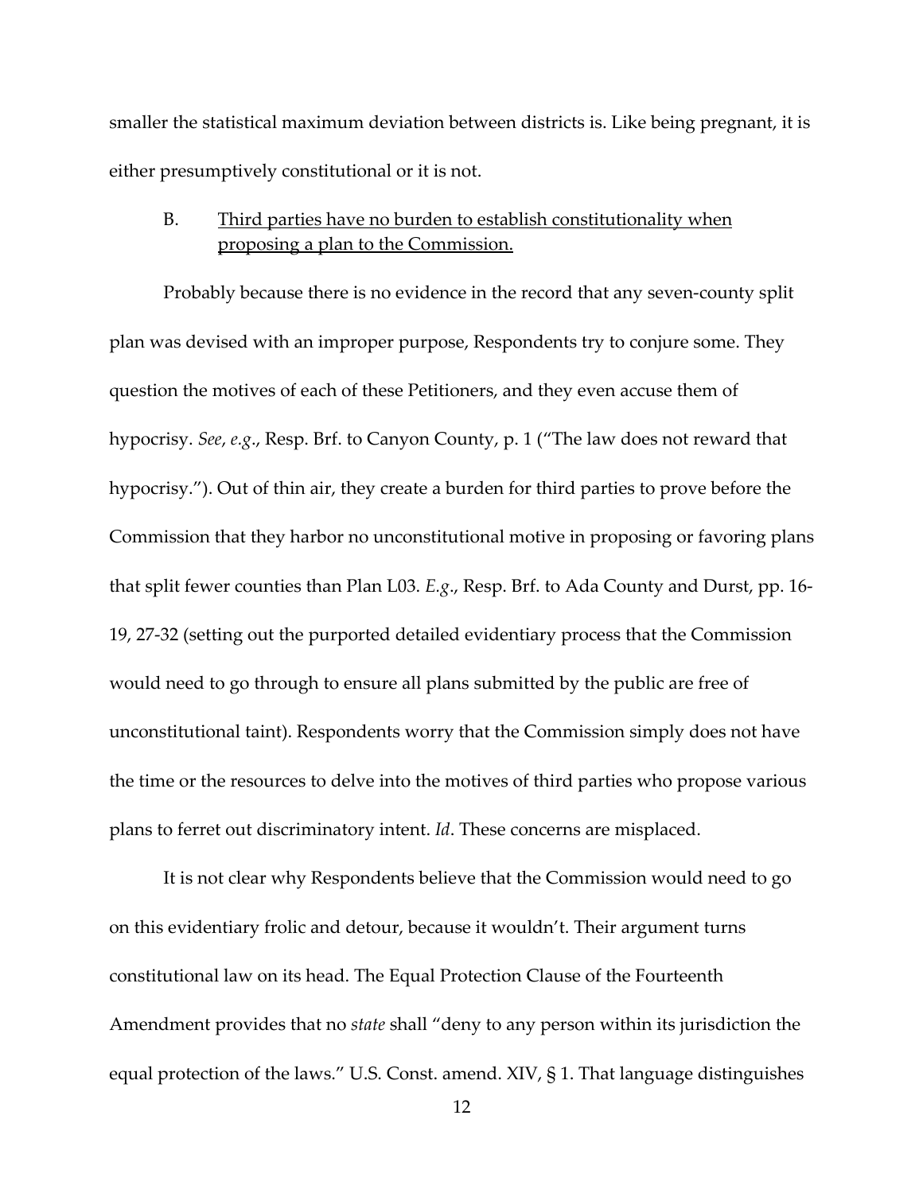smaller the statistical maximum deviation between districts is. Like being pregnant, it is either presumptively constitutional or it is not.

### B. <u>Third parties have no burden to establish constitutionality when proposing a plan to the Commission.</u>

Probably because there is no evidence in the record that any seven-county split plan was devised with an improper purpose, Respondents try to conjure some. They question the motives of each of these Petitioners, and they even accuse them of hypocrisy. *See*, *e.g*., Resp. Brf. to Canyon County, p. 1 ("The law does not reward that hypocrisy."). Out of thin air, they create a burden for third parties to prove before the Commission that they harbor no unconstitutional motive in proposing or favoring plans that split fewer counties than Plan L03. *E.g*., Resp. Brf. to Ada County and Durst, pp. 16-19, 27-32 (setting out the purported detailed evidentiary process that the Commission would need to go through to ensure all plans submitted by the public are free of unconstitutional taint). Respondents worry that the Commission simply does not have the time or the resources to delve into the motives of third parties who propose various plans to ferret out discriminatory intent. *Id*. These concerns are misplaced.

It is not clear why Respondents believe that the Commission would need to go on this evidentiary frolic and detour, because it wouldn't. Their argument turns constitutional law on its head. The Equal Protection Clause of the Fourteenth Amendment provides that no *state* shall "deny to any person within its jurisdiction the equal protection of the laws." U.S. Const. amend. XIV, § 1. That language distinguishes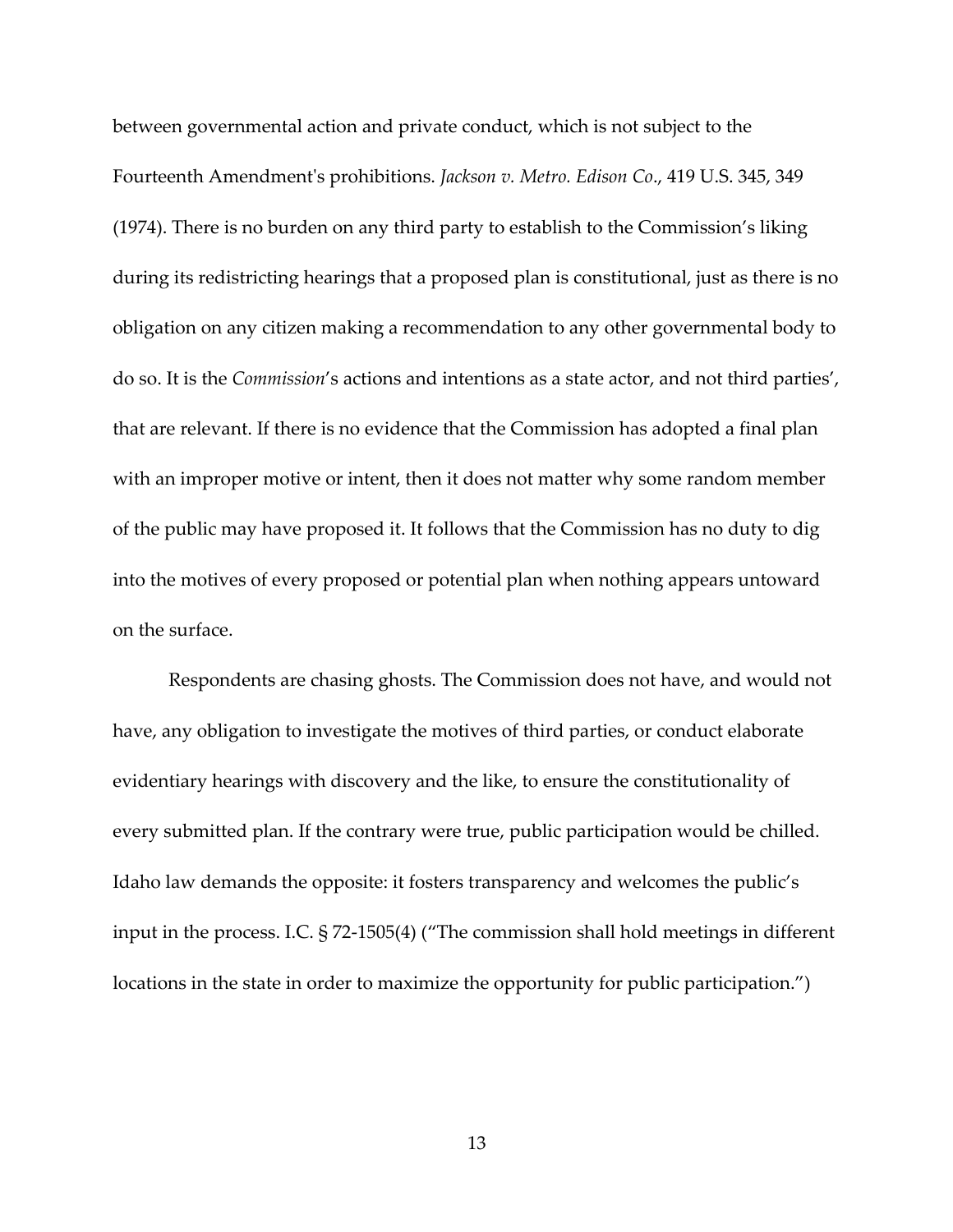between governmental action and private conduct, which is not subject to the Fourteenth Amendment's prohibitions. *Jackson v. Metro. Edison Co*., 419 U.S. 345, 349 (1974). There is no burden on any third party to establish to the Commission's liking during its redistricting hearings that a proposed plan is constitutional, just as there is no obligation on any citizen making a recommendation to any other governmental body to do so. It is the *Commission*'s actions and intentions as a state actor, and not third parties', that are relevant. If there is no evidence that the Commission has adopted a final plan with an improper motive or intent, then it does not matter why some random member of the public may have proposed it. It follows that the Commission has no duty to dig into the motives of every proposed or potential plan when nothing appears untoward on the surface.

Respondents are chasing ghosts. The Commission does not have, and would not have, any obligation to investigate the motives of third parties, or conduct elaborate evidentiary hearings with discovery and the like, to ensure the constitutionality of every submitted plan. If the contrary were true, public participation would be chilled. Idaho law demands the opposite: it fosters transparency and welcomes the public's input in the process. I.C. § 72-1505(4) ("The commission shall hold meetings in different locations in the state in order to maximize the opportunity for public participation.")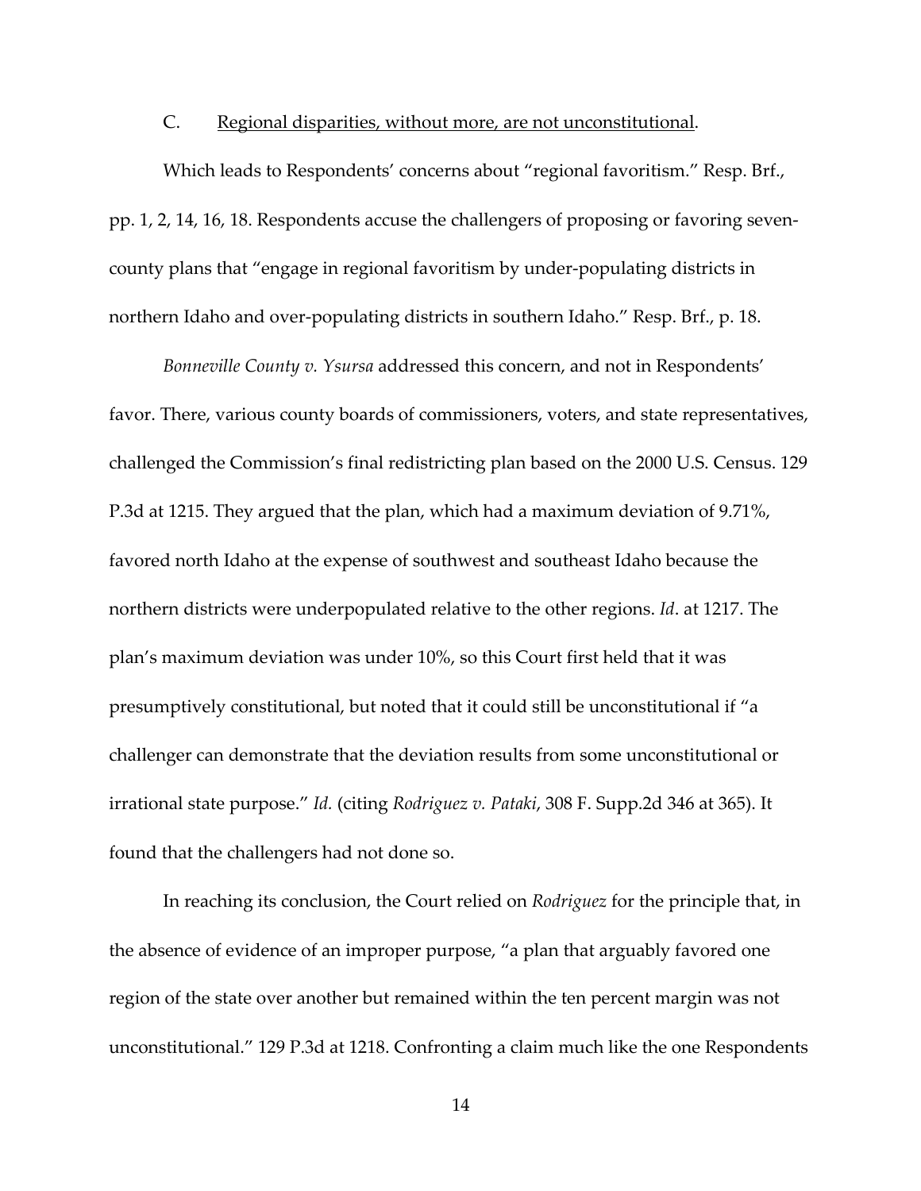### C. Regional disparities, without more, are not unconstitutional.

Which leads to Respondents' concerns about "regional favoritism." Resp. Brf., pp. 1, 2, 14, 16, 18. Respondents accuse the challengers of proposing or favoring seven-county plans that "engage in regional favoritism by under-populating districts in northern Idaho and over-populating districts in southern Idaho." Resp. Brf., p. 18.

*Bonneville County v. Ysursa* addressed this concern, and not in Respondents' favor. There, various county boards of commissioners, voters, and state representatives, challenged the Commission's final redistricting plan based on the 2000 U.S. Census. 129 P.3d at 1215. They argued that the plan, which had a maximum deviation of 9.71%, favored north Idaho at the expense of southwest and southeast Idaho because the northern districts were underpopulated relative to the other regions. *Id*. at 1217. The plan's maximum deviation was under 10%, so this Court first held that it was presumptively constitutional, but noted that it could still be unconstitutional if "a challenger can demonstrate that the deviation results from some unconstitutional or irrational state purpose." *Id.* (citing *Rodriguez v. Pataki*, 308 F. Supp.2d 346 at 365). It found that the challengers had not done so.

In reaching its conclusion, the Court relied on *Rodriguez* for the principle that, in the absence of evidence of an improper purpose, "a plan that arguably favored one region of the state over another but remained within the ten percent margin was not unconstitutional." 129 P.3d at 1218. Confronting a claim much like the one Respondents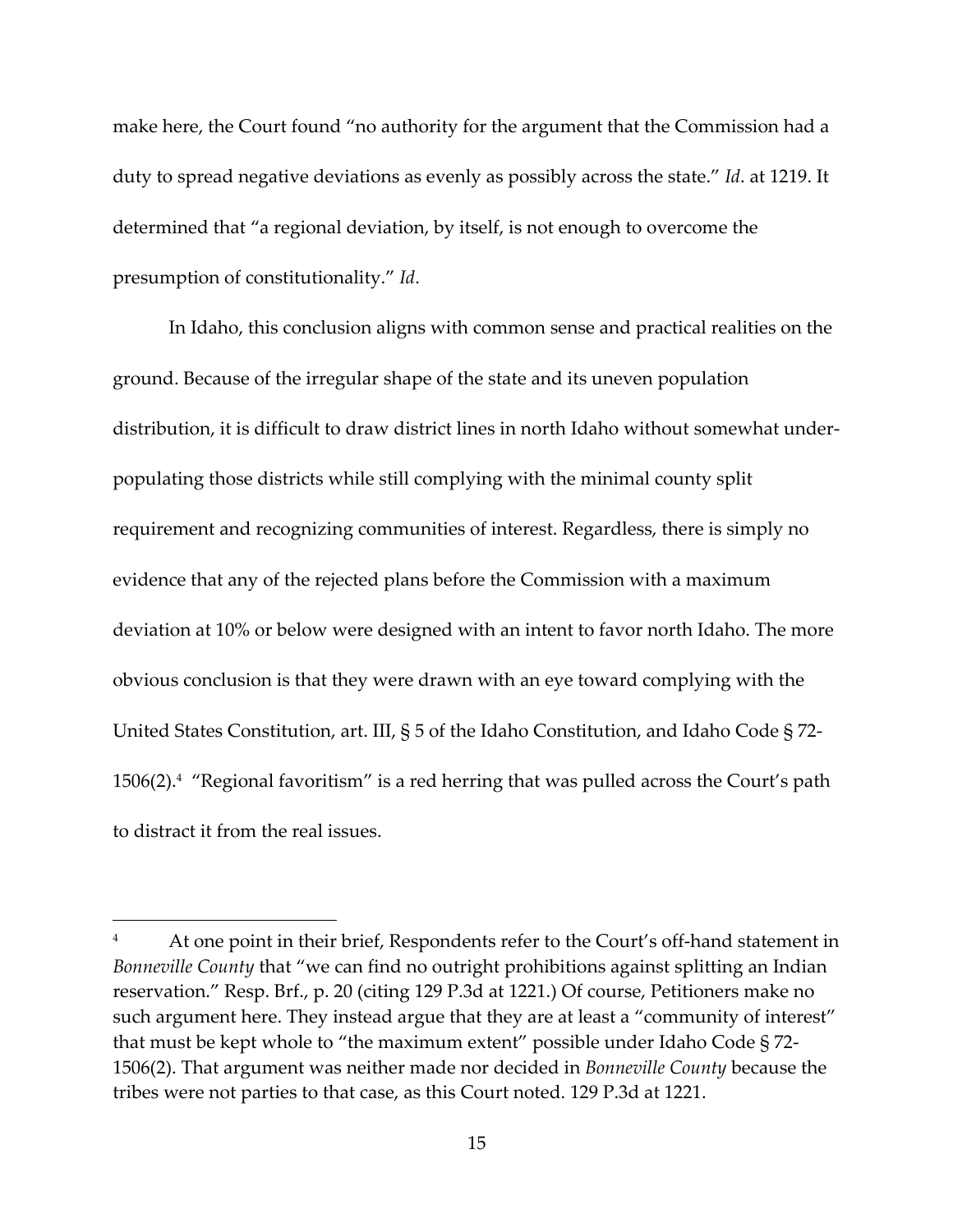make here, the Court found "no authority for the argument that the Commission had a duty to spread negative deviations as evenly as possibly across the state." *Id*. at 1219. It determined that "a regional deviation, by itself, is not enough to overcome the presumption of constitutionality." *Id*.

In Idaho, this conclusion aligns with common sense and practical realities on the ground. Because of the irregular shape of the state and its uneven population distribution, it is difficult to draw district lines in north Idaho without somewhat under-populating those districts while still complying with the minimal county split requirement and recognizing communities of interest. Regardless, there is simply no evidence that any of the rejected plans before the Commission with a maximum deviation at 10% or below were designed with an intent to favor north Idaho. The more obvious conclusion is that they were drawn with an eye toward complying with the United States Constitution, art. III, § 5 of the Idaho Constitution, and Idaho Code § 72-1506(2).[4] "Regional favoritism" is a red herring that was pulled across the Court's path to distract it from the real issues.

---

[4] At one point in their brief, Respondents refer to the Court's off-hand statement in *Bonneville County* that "we can find no outright prohibitions against splitting an Indian reservation." Resp. Brf., p. 20 (citing 129 P.3d at 1221.) Of course, Petitioners make no such argument here. They instead argue that they are at least a "community of interest" that must be kept whole to "the maximum extent" possible under Idaho Code § 72-1506(2). That argument was neither made nor decided in *Bonneville County* because the tribes were not parties to that case, as this Court noted. 129 P.3d at 1221.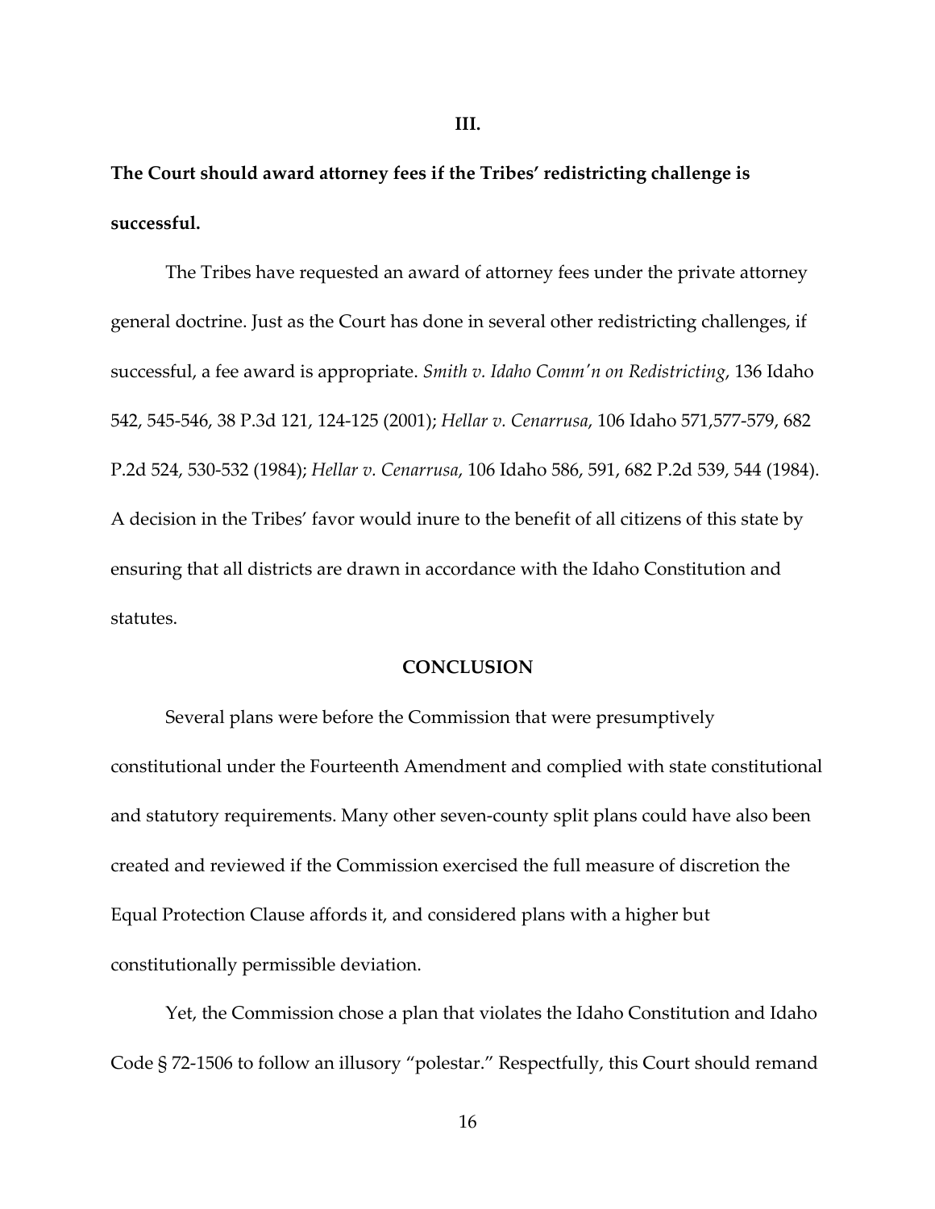### III.

**The Court should award attorney fees if the Tribes' redistricting challenge is successful.**

The Tribes have requested an award of attorney fees under the private attorney general doctrine. Just as the Court has done in several other redistricting challenges, if successful, a fee award is appropriate. *Smith v. Idaho Comm'n on Redistricting*, 136 Idaho 542, 545-546, 38 P.3d 121, 124-125 (2001); *Hellar v. Cenarrusa*, 106 Idaho 571,577-579, 682 P.2d 524, 530-532 (1984); *Hellar v. Cenarrusa*, 106 Idaho 586, 591, 682 P.2d 539, 544 (1984). A decision in the Tribes' favor would inure to the benefit of all citizens of this state by ensuring that all districts are drawn in accordance with the Idaho Constitution and statutes.

## CONCLUSION

Several plans were before the Commission that were presumptively constitutional under the Fourteenth Amendment and complied with state constitutional and statutory requirements. Many other seven-county split plans could have also been created and reviewed if the Commission exercised the full measure of discretion the Equal Protection Clause affords it, and considered plans with a higher but constitutionally permissible deviation.

Yet, the Commission chose a plan that violates the Idaho Constitution and Idaho Code § 72-1506 to follow an illusory "polestar." Respectfully, this Court should remand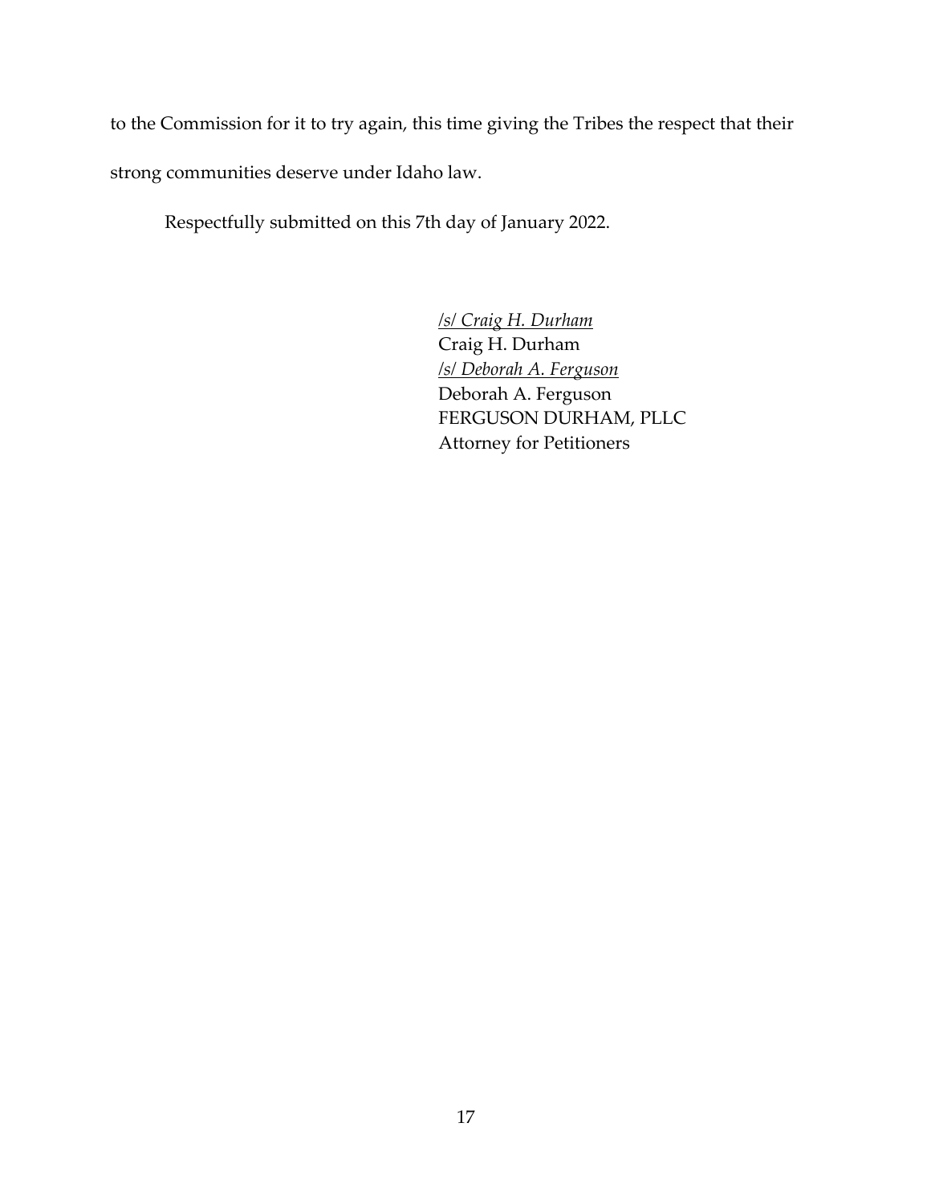to the Commission for it to try again, this time giving the Tribes the respect that their strong communities deserve under Idaho law.

Respectfully submitted on this 7th day of January 2022.

/s/ *Craig H. Durham*
Craig H. Durham
/s/ *Deborah A. Ferguson*
Deborah A. Ferguson
FERGUSON DURHAM, PLLC
Attorney for Petitioners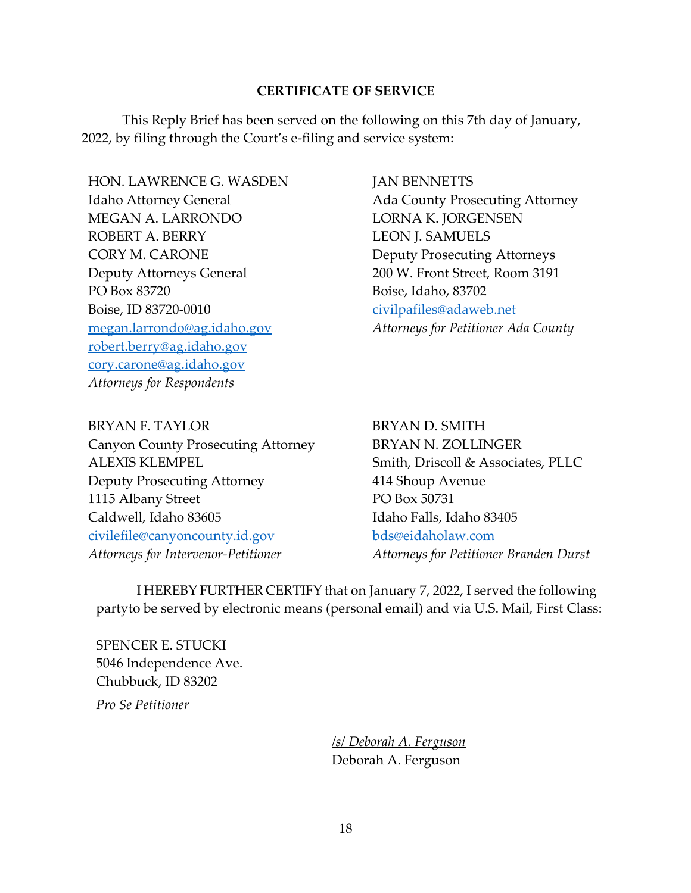**CERTIFICATE OF SERVICE**

This Reply Brief has been served on the following on this 7th day of January, 2022, by filing through the Court's e-filing and service system:

HON. LAWRENCE G. WASDEN
Idaho Attorney General
MEGAN A. LARRONDO
ROBERT A. BERRY
CORY M. CARONE
Deputy Attorneys General
PO Box 83720
Boise, ID 83720-0010
megan.larrondo@ag.idaho.gov
robert.berry@ag.idaho.gov
cory.carone@ag.idaho.gov
*Attorneys for Respondents*

JAN BENNETTS
Ada County Prosecuting Attorney
LORNA K. JORGENSEN
LEON J. SAMUELS
Deputy Prosecuting Attorneys
200 W. Front Street, Room 3191
Boise, Idaho, 83702
civilpafiles@adaweb.net
*Attorneys for Petitioner Ada County*

BRYAN F. TAYLOR
Canyon County Prosecuting Attorney
ALEXIS KLEMPEL
Deputy Prosecuting Attorney
1115 Albany Street
Caldwell, Idaho 83605
civilefile@canyoncounty.id.gov
*Attorneys for Intervenor-Petitioner*

BRYAN D. SMITH
BRYAN N. ZOLLINGER
Smith, Driscoll & Associates, PLLC
414 Shoup Avenue
PO Box 50731
Idaho Falls, Idaho 83405
bds@eidaholaw.com
*Attorneys for Petitioner Branden Durst*

I HEREBY FURTHER CERTIFY that on January 7, 2022, I served the following partyto be served by electronic means (personal email) and via U.S. Mail, First Class:

SPENCER E. STUCKI
5046 Independence Ave.
Chubbuck, ID 83202
*Pro Se Petitioner*

/s/ Deborah A. Ferguson
Deborah A. Ferguson